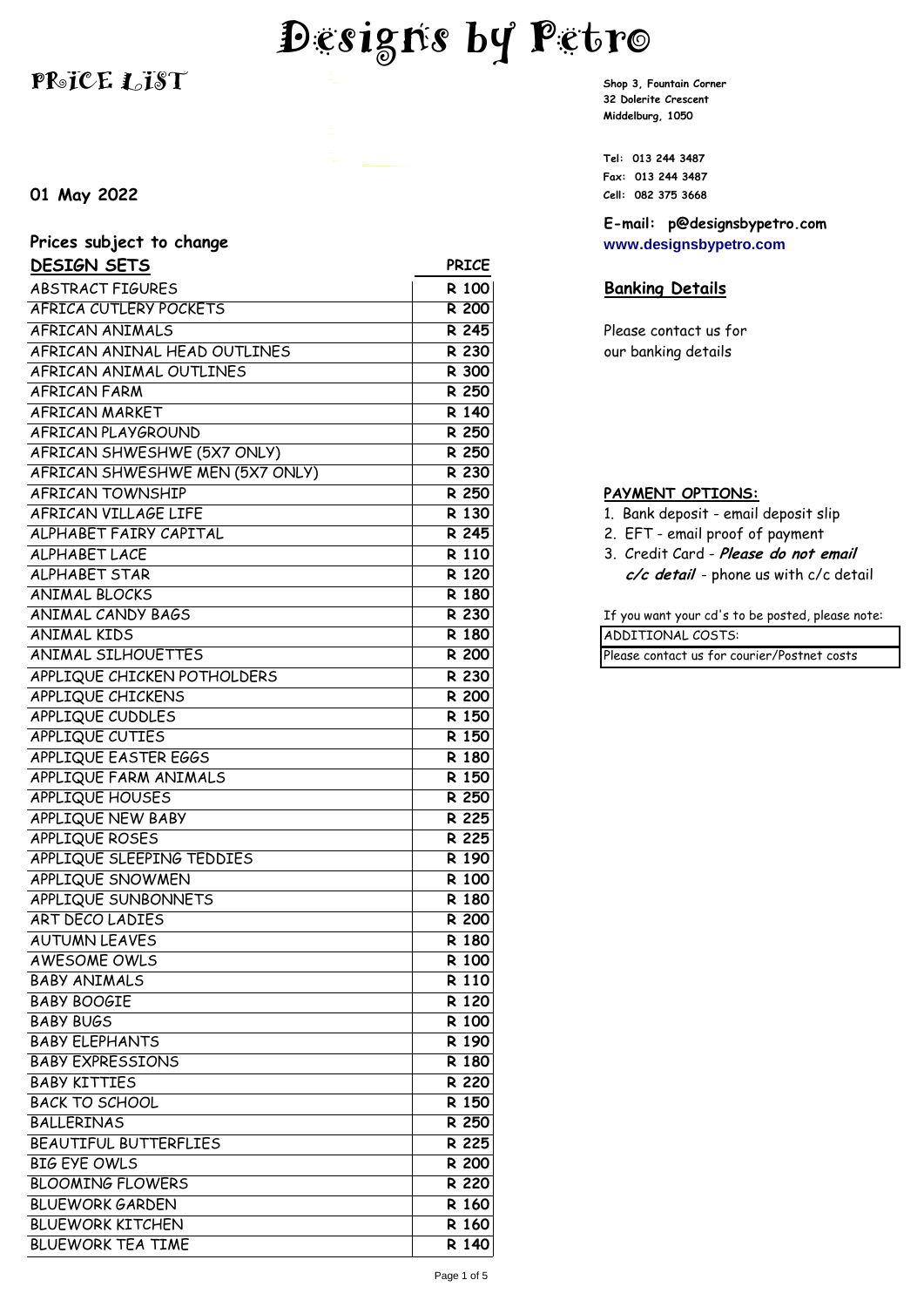# Designs by Petro

## PRICE LIST

**01 May 2022**

**Prices subject to change**

| DESIGN SETS | PRICE |
|---|---|
| ABSTRACT FIGURES | R 100 |
| AFRICA CUTLERY POCKETS | R 200 |
| AFRICAN ANIMALS | R 245 |
| AFRICAN ANINAL HEAD OUTLINES | R 230 |
| AFRICAN ANIMAL OUTLINES | R 300 |
| AFRICAN FARM | R 250 |
| AFRICAN MARKET | R 140 |
| AFRICAN PLAYGROUND | R 250 |
| AFRICAN SHWESHWE (5X7 ONLY) | R 250 |
| AFRICAN SHWESHWE MEN (5X7 ONLY) | R 230 |
| AFRICAN TOWNSHIP | R 250 |
| AFRICAN VILLAGE LIFE | R 130 |
| ALPHABET FAIRY CAPITAL | R 245 |
| ALPHABET LACE | R 110 |
| ALPHABET STAR | R 120 |
| ANIMAL BLOCKS | R 180 |
| ANIMAL CANDY BAGS | R 230 |
| ANIMAL KIDS | R 180 |
| ANIMAL SILHOUETTES | R 200 |
| APPLIQUE CHICKEN POTHOLDERS | R 230 |
| APPLIQUE CHICKENS | R 200 |
| APPLIQUE CUDDLES | R 150 |
| APPLIQUE CUTIES | R 150 |
| APPLIQUE EASTER EGGS | R 180 |
| APPLIQUE FARM ANIMALS | R 150 |
| APPLIQUE HOUSES | R 250 |
| APPLIQUE NEW BABY | R 225 |
| APPLIQUE ROSES | R 225 |
| APPLIQUE SLEEPING TEDDIES | R 190 |
| APPLIQUE SNOWMEN | R 100 |
| APPLIQUE SUNBONNETS | R 180 |
| ART DECO LADIES | R 200 |
| AUTUMN LEAVES | R 180 |
| AWESOME OWLS | R 100 |
| BABY ANIMALS | R 110 |
| BABY BOOGIE | R 120 |
| BABY BUGS | R 100 |
| BABY ELEPHANTS | R 190 |
| BABY EXPRESSIONS | R 180 |
| BABY KITTIES | R 220 |
| BACK TO SCHOOL | R 150 |
| BALLERINAS | R 250 |
| BEAUTIFUL BUTTERFLIES | R 225 |
| BIG EYE OWLS | R 200 |
| BLOOMING FLOWERS | R 220 |
| BLUEWORK GARDEN | R 160 |
| BLUEWORK KITCHEN | R 160 |
| BLUEWORK TEA TIME | R 140 |

**Shop 3, Fountain Corner**
**32 Dolerite Crescent**
**Middelburg, 1050**

**Tel: 013 244 3487**
**Fax: 013 244 3487**
**Cell: 082 375 3668**

**E-mail: p@designsbypetro.com**
**www.designsbypetro.com**

## Banking Details

Please contact us for our banking details

**PAYMENT OPTIONS:**

1. Bank deposit - email deposit slip
2. EFT - email proof of payment
3. Credit Card - ***Please do not email c/c detail*** - phone us with c/c detail

If you want your cd's to be posted, please note:

| ADDITIONAL COSTS: |
|---|
| Please contact us for courier/Postnet costs |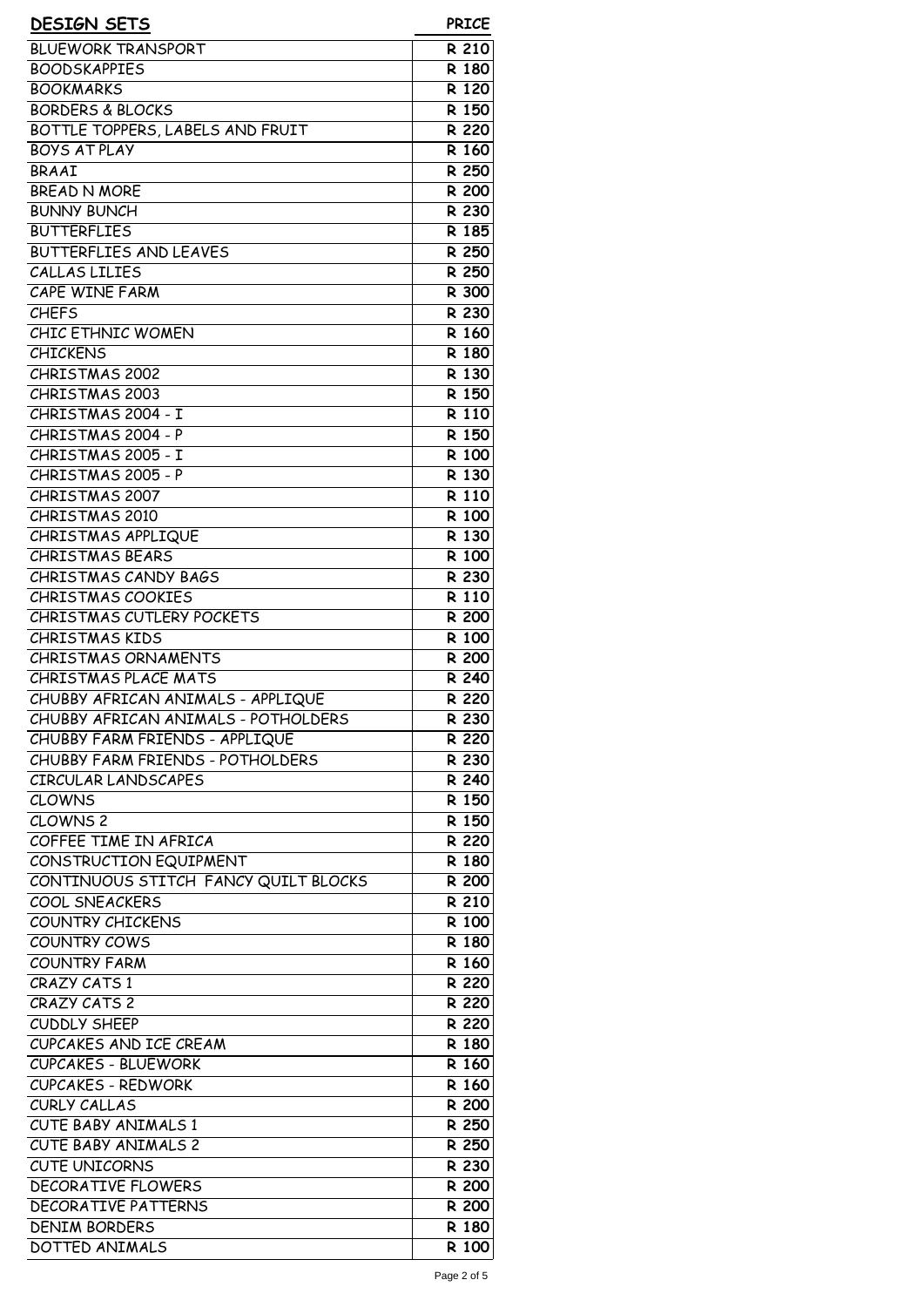| DESIGN SETS | PRICE |
| --- | --- |
| BLUEWORK TRANSPORT | R 210 |
| BOODSKAPPIES | R 180 |
| BOOKMARKS | R 120 |
| BORDERS & BLOCKS | R 150 |
| BOTTLE TOPPERS, LABELS AND FRUIT | R 220 |
| BOYS AT PLAY | R 160 |
| BRAAI | R 250 |
| BREAD N MORE | R 200 |
| BUNNY BUNCH | R 230 |
| BUTTERFLIES | R 185 |
| BUTTERFLIES AND LEAVES | R 250 |
| CALLAS LILIES | R 250 |
| CAPE WINE FARM | R 300 |
| CHEFS | R 230 |
| CHIC ETHNIC WOMEN | R 160 |
| CHICKENS | R 180 |
| CHRISTMAS 2002 | R 130 |
| CHRISTMAS 2003 | R 150 |
| CHRISTMAS 2004 - I | R 110 |
| CHRISTMAS 2004 - P | R 150 |
| CHRISTMAS 2005 - I | R 100 |
| CHRISTMAS 2005 - P | R 130 |
| CHRISTMAS 2007 | R 110 |
| CHRISTMAS 2010 | R 100 |
| CHRISTMAS APPLIQUE | R 130 |
| CHRISTMAS BEARS | R 100 |
| CHRISTMAS CANDY BAGS | R 230 |
| CHRISTMAS COOKIES | R 110 |
| CHRISTMAS CUTLERY POCKETS | R 200 |
| CHRISTMAS KIDS | R 100 |
| CHRISTMAS ORNAMENTS | R 200 |
| CHRISTMAS PLACE MATS | R 240 |
| CHUBBY AFRICAN ANIMALS - APPLIQUE | R 220 |
| CHUBBY AFRICAN ANIMALS - POTHOLDERS | R 230 |
| CHUBBY FARM FRIENDS - APPLIQUE | R 220 |
| CHUBBY FARM FRIENDS - POTHOLDERS | R 230 |
| CIRCULAR LANDSCAPES | R 240 |
| CLOWNS | R 150 |
| CLOWNS 2 | R 150 |
| COFFEE TIME IN AFRICA | R 220 |
| CONSTRUCTION EQUIPMENT | R 180 |
| CONTINUOUS STITCH FANCY QUILT BLOCKS | R 200 |
| COOL SNEACKERS | R 210 |
| COUNTRY CHICKENS | R 100 |
| COUNTRY COWS | R 180 |
| COUNTRY FARM | R 160 |
| CRAZY CATS 1 | R 220 |
| CRAZY CATS 2 | R 220 |
| CUDDLY SHEEP | R 220 |
| CUPCAKES AND ICE CREAM | R 180 |
| CUPCAKES - BLUEWORK | R 160 |
| CUPCAKES - REDWORK | R 160 |
| CURLY CALLAS | R 200 |
| CUTE BABY ANIMALS 1 | R 250 |
| CUTE BABY ANIMALS 2 | R 250 |
| CUTE UNICORNS | R 230 |
| DECORATIVE FLOWERS | R 200 |
| DECORATIVE PATTERNS | R 200 |
| DENIM BORDERS | R 180 |
| DOTTED ANIMALS | R 100 |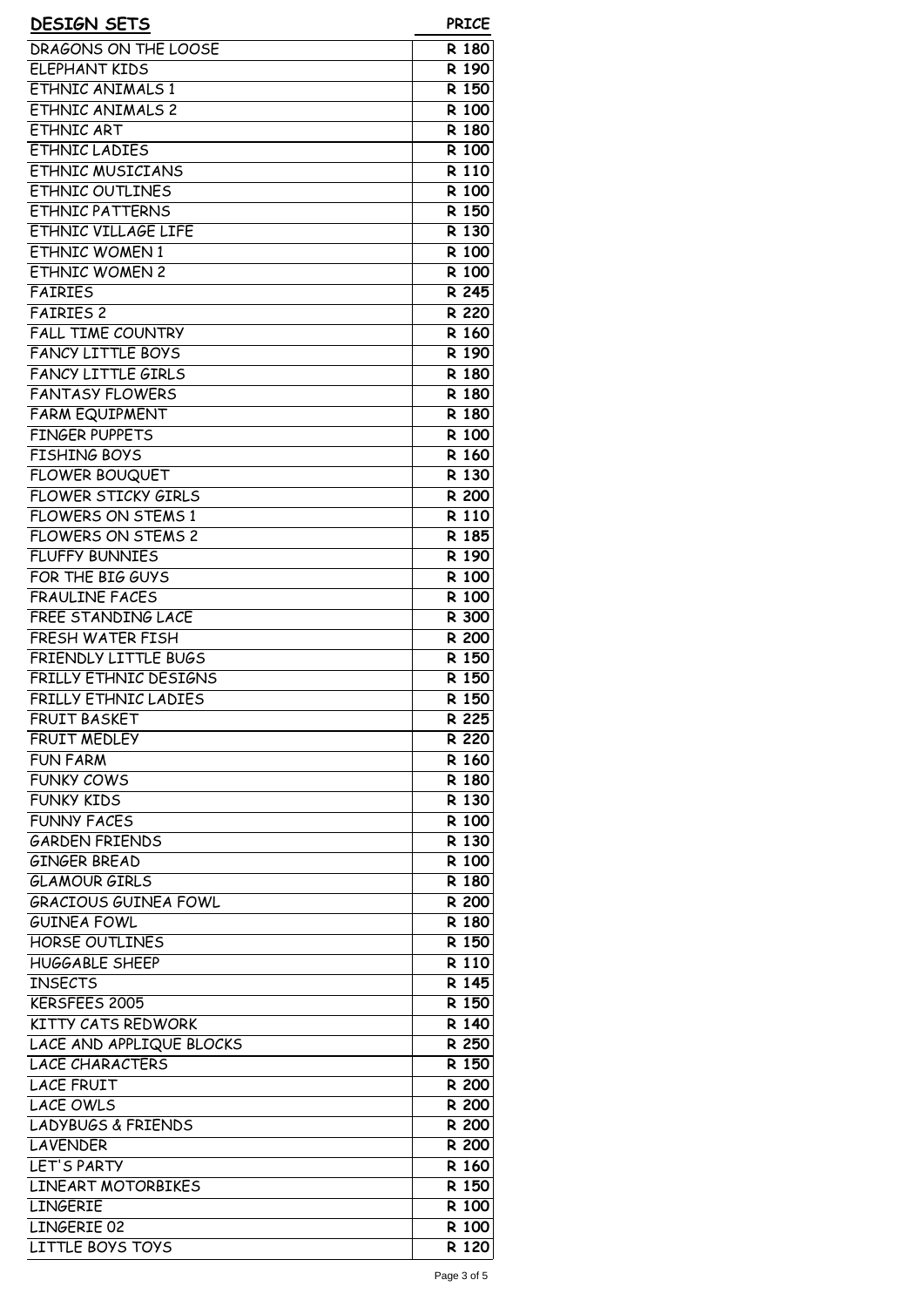| DESIGN SETS | PRICE |
|---|---|
| DRAGONS ON THE LOOSE | R 180 |
| ELEPHANT KIDS | R 190 |
| ETHNIC ANIMALS 1 | R 150 |
| ETHNIC ANIMALS 2 | R 100 |
| ETHNIC ART | R 180 |
| ETHNIC LADIES | R 100 |
| ETHNIC MUSICIANS | R 110 |
| ETHNIC OUTLINES | R 100 |
| ETHNIC PATTERNS | R 150 |
| ETHNIC VILLAGE LIFE | R 130 |
| ETHNIC WOMEN 1 | R 100 |
| ETHNIC WOMEN 2 | R 100 |
| FAIRIES | R 245 |
| FAIRIES 2 | R 220 |
| FALL TIME COUNTRY | R 160 |
| FANCY LITTLE BOYS | R 190 |
| FANCY LITTLE GIRLS | R 180 |
| FANTASY FLOWERS | R 180 |
| FARM EQUIPMENT | R 180 |
| FINGER PUPPETS | R 100 |
| FISHING BOYS | R 160 |
| FLOWER BOUQUET | R 130 |
| FLOWER STICKY GIRLS | R 200 |
| FLOWERS ON STEMS 1 | R 110 |
| FLOWERS ON STEMS 2 | R 185 |
| FLUFFY BUNNIES | R 190 |
| FOR THE BIG GUYS | R 100 |
| FRAULINE FACES | R 100 |
| FREE STANDING LACE | R 300 |
| FRESH WATER FISH | R 200 |
| FRIENDLY LITTLE BUGS | R 150 |
| FRILLY ETHNIC DESIGNS | R 150 |
| FRILLY ETHNIC LADIES | R 150 |
| FRUIT BASKET | R 225 |
| FRUIT MEDLEY | R 220 |
| FUN FARM | R 160 |
| FUNKY COWS | R 180 |
| FUNKY KIDS | R 130 |
| FUNNY FACES | R 100 |
| GARDEN FRIENDS | R 130 |
| GINGER BREAD | R 100 |
| GLAMOUR GIRLS | R 180 |
| GRACIOUS GUINEA FOWL | R 200 |
| GUINEA FOWL | R 180 |
| HORSE OUTLINES | R 150 |
| HUGGABLE SHEEP | R 110 |
| INSECTS | R 145 |
| KERSFEES 2005 | R 150 |
| KITTY CATS REDWORK | R 140 |
| LACE AND APPLIQUE BLOCKS | R 250 |
| LACE CHARACTERS | R 150 |
| LACE FRUIT | R 200 |
| LACE OWLS | R 200 |
| LADYBUGS & FRIENDS | R 200 |
| LAVENDER | R 200 |
| LET'S PARTY | R 160 |
| LINEART MOTORBIKES | R 150 |
| LINGERIE | R 100 |
| LINGERIE 02 | R 100 |
| LITTLE BOYS TOYS | R 120 |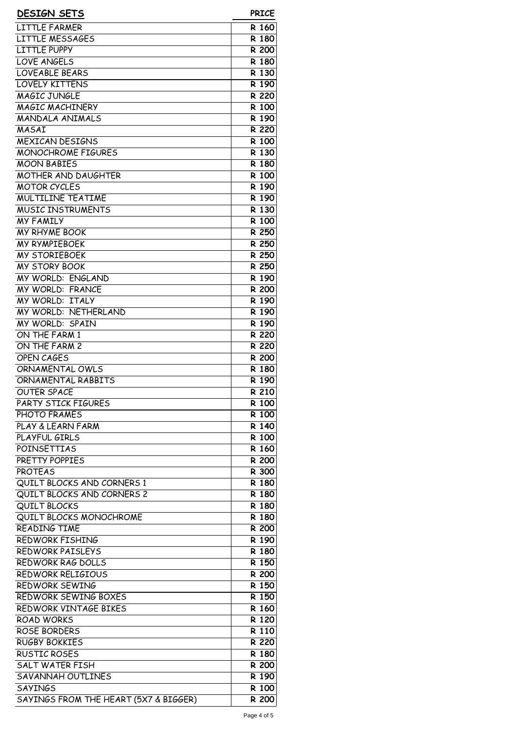| DESIGN SETS | PRICE |
|---|---|
| LITTLE FARMER | R 160 |
| LITTLE MESSAGES | R 180 |
| LITTLE PUPPY | R 200 |
| LOVE ANGELS | R 180 |
| LOVEABLE BEARS | R 130 |
| LOVELY KITTENS | R 190 |
| MAGIC JUNGLE | R 220 |
| MAGIC MACHINERY | R 100 |
| MANDALA ANIMALS | R 190 |
| MASAI | R 220 |
| MEXICAN DESIGNS | R 100 |
| MONOCHROME FIGURES | R 130 |
| MOON BABIES | R 180 |
| MOTHER AND DAUGHTER | R 100 |
| MOTOR CYCLES | R 190 |
| MULTILINE TEATIME | R 190 |
| MUSIC INSTRUMENTS | R 130 |
| MY FAMILY | R 100 |
| MY RHYME BOOK | R 250 |
| MY RYMPIEBOEK | R 250 |
| MY STORIEBOEK | R 250 |
| MY STORY BOOK | R 250 |
| MY WORLD: ENGLAND | R 190 |
| MY WORLD: FRANCE | R 200 |
| MY WORLD: ITALY | R 190 |
| MY WORLD: NETHERLAND | R 190 |
| MY WORLD: SPAIN | R 190 |
| ON THE FARM 1 | R 220 |
| ON THE FARM 2 | R 220 |
| OPEN CAGES | R 200 |
| ORNAMENTAL OWLS | R 180 |
| ORNAMENTAL RABBITS | R 190 |
| OUTER SPACE | R 210 |
| PARTY STICK FIGURES | R 100 |
| PHOTO FRAMES | R 100 |
| PLAY & LEARN FARM | R 140 |
| PLAYFUL GIRLS | R 100 |
| POINSETTIAS | R 160 |
| PRETTY POPPIES | R 200 |
| PROTEAS | R 300 |
| QUILT BLOCKS AND CORNERS 1 | R 180 |
| QUILT BLOCKS AND CORNERS 2 | R 180 |
| QUILT BLOCKS | R 180 |
| QUILT BLOCKS MONOCHROME | R 180 |
| READING TIME | R 200 |
| REDWORK FISHING | R 190 |
| REDWORK PAISLEYS | R 180 |
| REDWORK RAG DOLLS | R 150 |
| REDWORK RELIGIOUS | R 200 |
| REDWORK SEWING | R 150 |
| REDWORK SEWING BOXES | R 150 |
| REDWORK VINTAGE BIKES | R 160 |
| ROAD WORKS | R 120 |
| ROSE BORDERS | R 110 |
| RUGBY BOKKIES | R 220 |
| RUSTIC ROSES | R 180 |
| SALT WATER FISH | R 200 |
| SAVANNAH OUTLINES | R 190 |
| SAYINGS | R 100 |
| SAYINGS FROM THE HEART (5X7 & BIGGER) | R 200 |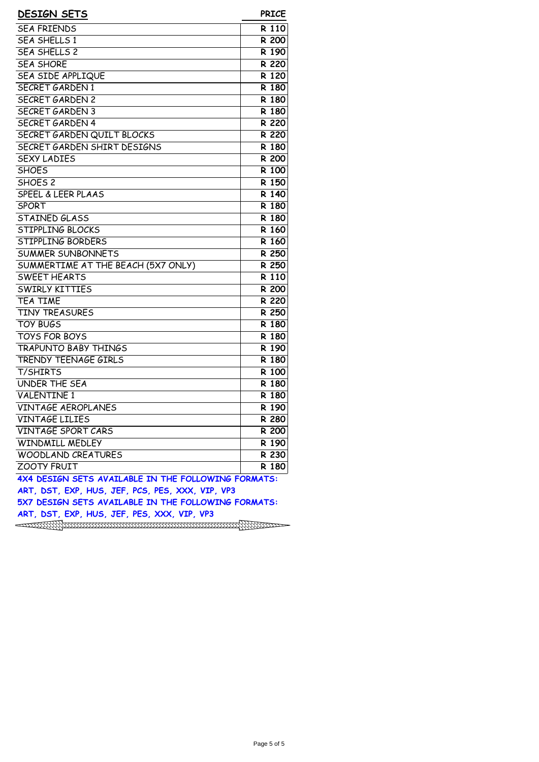| DESIGN SETS | PRICE |
|---|---|
| SEA FRIENDS | R 110 |
| SEA SHELLS 1 | R 200 |
| SEA SHELLS 2 | R 190 |
| SEA SHORE | R 220 |
| SEA SIDE APPLIQUE | R 120 |
| SECRET GARDEN 1 | R 180 |
| SECRET GARDEN 2 | R 180 |
| SECRET GARDEN 3 | R 180 |
| SECRET GARDEN 4 | R 220 |
| SECRET GARDEN QUILT BLOCKS | R 220 |
| SECRET GARDEN SHIRT DESIGNS | R 180 |
| SEXY LADIES | R 200 |
| SHOES | R 100 |
| SHOES 2 | R 150 |
| SPEEL & LEER PLAAS | R 140 |
| SPORT | R 180 |
| STAINED GLASS | R 180 |
| STIPPLING BLOCKS | R 160 |
| STIPPLING BORDERS | R 160 |
| SUMMER SUNBONNETS | R 250 |
| SUMMERTIME AT THE BEACH (5X7 ONLY) | R 250 |
| SWEET HEARTS | R 110 |
| SWIRLY KITTIES | R 200 |
| TEA TIME | R 220 |
| TINY TREASURES | R 250 |
| TOY BUGS | R 180 |
| TOYS FOR BOYS | R 180 |
| TRAPUNTO BABY THINGS | R 190 |
| TRENDY TEENAGE GIRLS | R 180 |
| T/SHIRTS | R 100 |
| UNDER THE SEA | R 180 |
| VALENTINE 1 | R 180 |
| VINTAGE AEROPLANES | R 190 |
| VINTAGE LILIES | R 280 |
| VINTAGE SPORT CARS | R 200 |
| WINDMILL MEDLEY | R 190 |
| WOODLAND CREATURES | R 230 |
| ZOOTY FRUIT | R 180 |

**4X4 DESIGN SETS AVAILABLE IN THE FOLLOWING FORMATS:**
**ART, DST, EXP, HUS, JEF, PCS, PES, XXX, VIP, VP3**
**5X7 DESIGN SETS AVAILABLE IN THE FOLLOWING FORMATS:**
**ART, DST, EXP, HUS, JEF, PES, XXX, VIP, VP3**